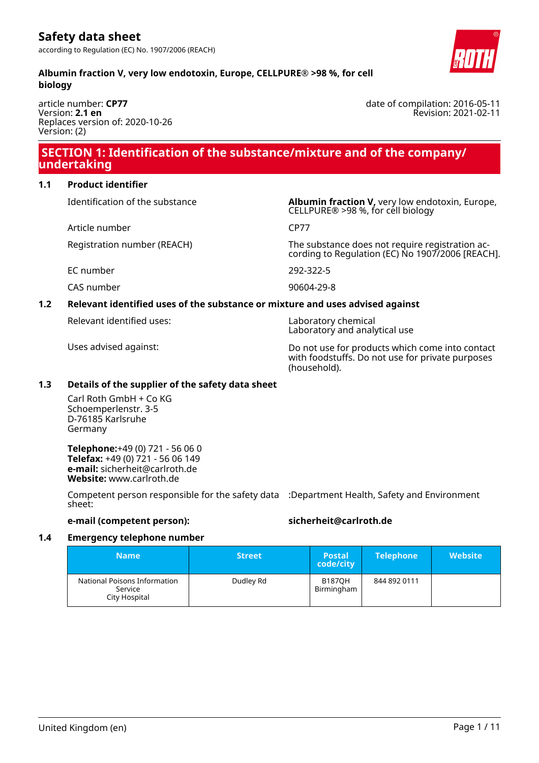# Safety data sheet

according to Regulation (EC) No. 1907/2006 (REACH)

**Albumin fraction V, very low endotoxin, Europe, CELLPURE® >98 %, for cell biology**

article number: **CP77**
Version: **2.1 en**
Replaces version of: 2020-10-26
Version: (2)

date of compilation: 2016-05-11
Revision: 2021-02-11

## SECTION 1: Identification of the substance/mixture and of the company/undertaking

### 1.1 Product identifier

| | |
|---|---|
| Identification of the substance | **Albumin fraction V,** very low endotoxin, Europe, CELLPURE® >98 %, for cell biology |
| Article number | CP77 |
| Registration number (REACH) | The substance does not require registration according to Regulation (EC) No 1907/2006 [REACH]. |
| EC number | 292-322-5 |
| CAS number | 90604-29-8 |

### 1.2 Relevant identified uses of the substance or mixture and uses advised against

| | |
|---|---|
| Relevant identified uses: | Laboratory chemical<br>Laboratory and analytical use |
| Uses advised against: | Do not use for products which come into contact with foodstuffs. Do not use for private purposes (household). |

### 1.3 Details of the supplier of the safety data sheet

Carl Roth GmbH + Co KG
Schoemperlenstr. 3-5
D-76185 Karlsruhe
Germany

**Telephone:**+49 (0) 721 - 56 06 0
**Telefax:** +49 (0) 721 - 56 06 149
**e-mail:** sicherheit@carlroth.de
**Website:** www.carlroth.de

Competent person responsible for the safety data sheet: :Department Health, Safety and Environment

**e-mail (competent person):** **sicherheit@carlroth.de**

### 1.4 Emergency telephone number

| Name | Street | Postal code/city | Telephone | Website |
|---|---|---|---|---|
| National Poisons Information Service City Hospital | Dudley Rd | B187QH Birmingham | 844 892 0111 | |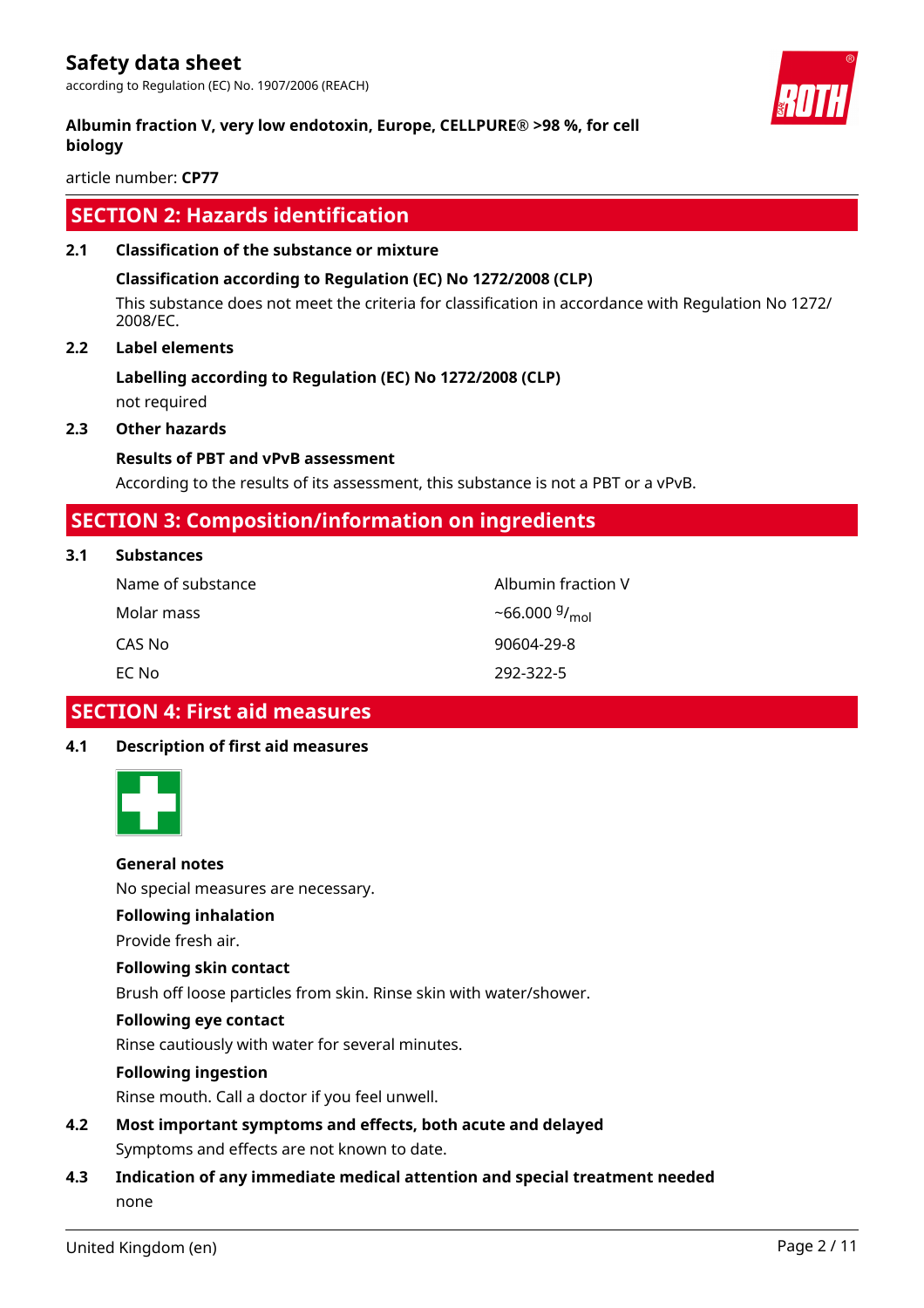## SECTION 2: Hazards identification

### 2.1 Classification of the substance or mixture

**Classification according to Regulation (EC) No 1272/2008 (CLP)**

This substance does not meet the criteria for classification in accordance with Regulation No 1272/2008/EC.

### 2.2 Label elements

**Labelling according to Regulation (EC) No 1272/2008 (CLP)**

not required

### 2.3 Other hazards

**Results of PBT and vPvB assessment**

According to the results of its assessment, this substance is not a PBT or a vPvB.

## SECTION 3: Composition/information on ingredients

### 3.1 Substances

| | |
|---|---|
| Name of substance | Albumin fraction V |
| Molar mass | ~66.000 $^{g}/_{mol}$ |
| CAS No | 90604-29-8 |
| EC No | 292-322-5 |

## SECTION 4: First aid measures

### 4.1 Description of first aid measures

**General notes**

No special measures are necessary.

**Following inhalation**

Provide fresh air.

**Following skin contact**

Brush off loose particles from skin. Rinse skin with water/shower.

**Following eye contact**

Rinse cautiously with water for several minutes.

**Following ingestion**

Rinse mouth. Call a doctor if you feel unwell.

### 4.2 Most important symptoms and effects, both acute and delayed

Symptoms and effects are not known to date.

### 4.3 Indication of any immediate medical attention and special treatment needed

none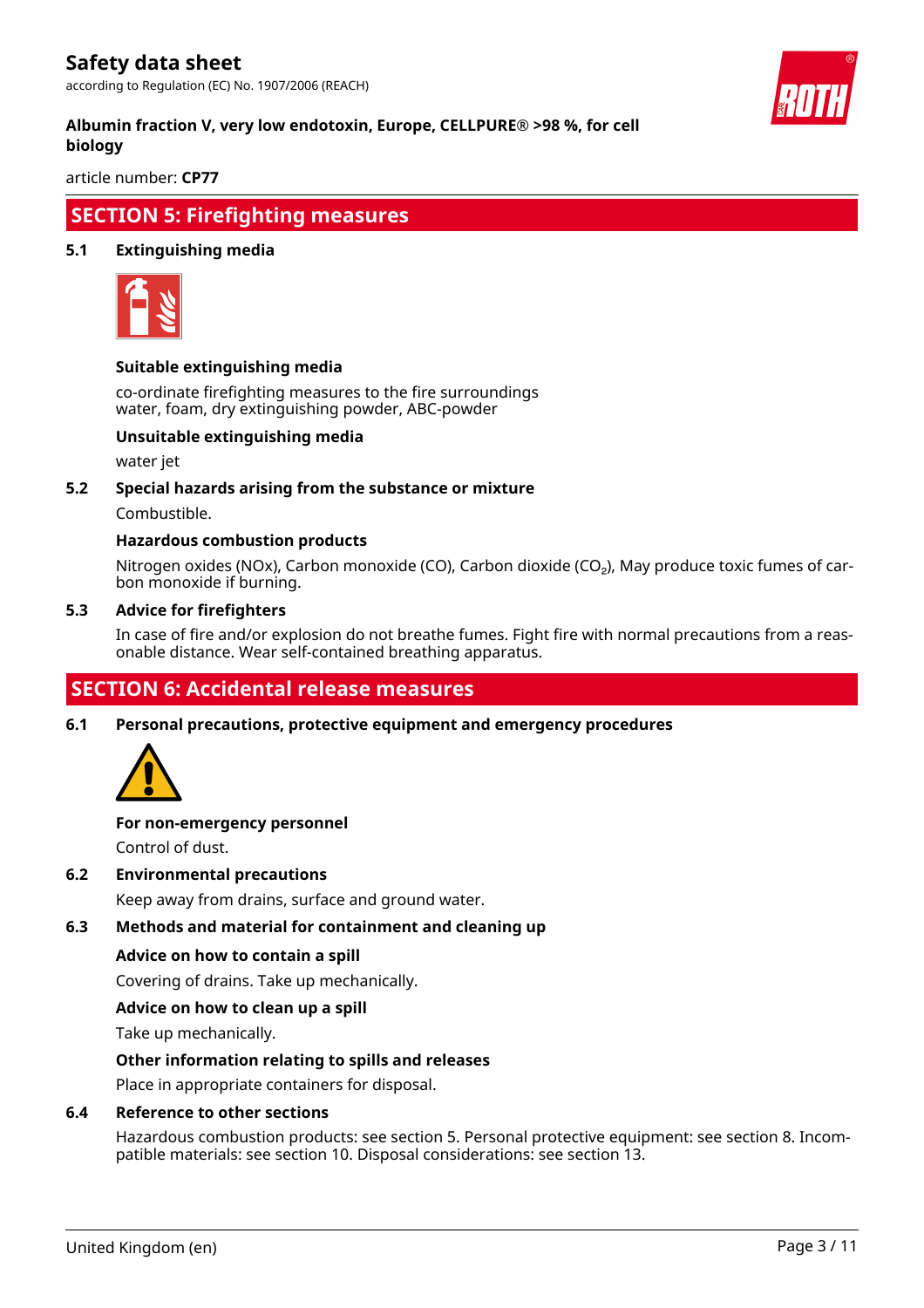## SECTION 5: Firefighting measures

### 5.1 Extinguishing media

**Suitable extinguishing media**

co-ordinate firefighting measures to the fire surroundings
water, foam, dry extinguishing powder, ABC-powder

**Unsuitable extinguishing media**

water jet

### 5.2 Special hazards arising from the substance or mixture

Combustible.

**Hazardous combustion products**

Nitrogen oxides (NOx), Carbon monoxide (CO), Carbon dioxide ($CO_2$), May produce toxic fumes of carbon monoxide if burning.

### 5.3 Advice for firefighters

In case of fire and/or explosion do not breathe fumes. Fight fire with normal precautions from a reasonable distance. Wear self-contained breathing apparatus.

## SECTION 6: Accidental release measures

### 6.1 Personal precautions, protective equipment and emergency procedures

**For non-emergency personnel**

Control of dust.

### 6.2 Environmental precautions

Keep away from drains, surface and ground water.

### 6.3 Methods and material for containment and cleaning up

**Advice on how to contain a spill**

Covering of drains. Take up mechanically.

**Advice on how to clean up a spill**

Take up mechanically.

**Other information relating to spills and releases**

Place in appropriate containers for disposal.

### 6.4 Reference to other sections

Hazardous combustion products: see section 5. Personal protective equipment: see section 8. Incompatible materials: see section 10. Disposal considerations: see section 13.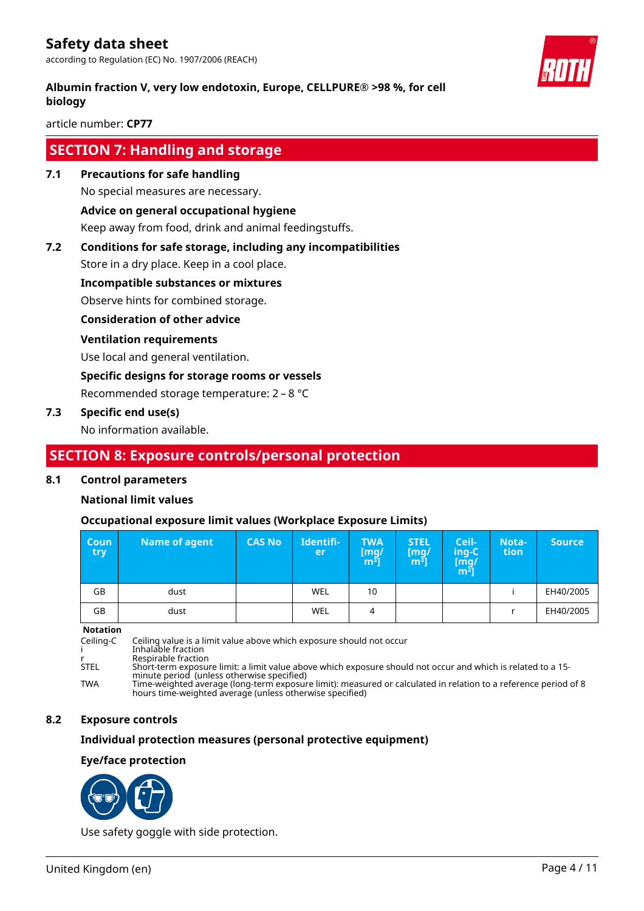## SECTION 7: Handling and storage

**7.1 Precautions for safe handling**

No special measures are necessary.

**Advice on general occupational hygiene**

Keep away from food, drink and animal feedingstuffs.

**7.2 Conditions for safe storage, including any incompatibilities**

Store in a dry place. Keep in a cool place.

**Incompatible substances or mixtures**

Observe hints for combined storage.

**Consideration of other advice**

**Ventilation requirements**

Use local and general ventilation.

**Specific designs for storage rooms or vessels**

Recommended storage temperature: 2 – 8 °C

**7.3 Specific end use(s)**

No information available.

## SECTION 8: Exposure controls/personal protection

**8.1 Control parameters**

**National limit values**

**Occupational exposure limit values (Workplace Exposure Limits)**

| Country | Name of agent | CAS No | Identifier | TWA [mg/m³] | STEL [mg/m³] | Ceiling-C [mg/m³] | Notation | Source |
|---|---|---|---|---|---|---|---|---|
| GB | dust | | WEL | 10 | | | i | EH40/2005 |
| GB | dust | | WEL | 4 | | | r | EH40/2005 |

**Notation**

Ceiling-C Ceiling value is a limit value above which exposure should not occur
i Inhalable fraction
r Respirable fraction
STEL Short-term exposure limit: a limit value above which exposure should not occur and which is related to a 15-minute period (unless otherwise specified)
TWA Time-weighted average (long-term exposure limit): measured or calculated in relation to a reference period of 8 hours time-weighted average (unless otherwise specified)

**8.2 Exposure controls**

**Individual protection measures (personal protective equipment)**

**Eye/face protection**

Use safety goggle with side protection.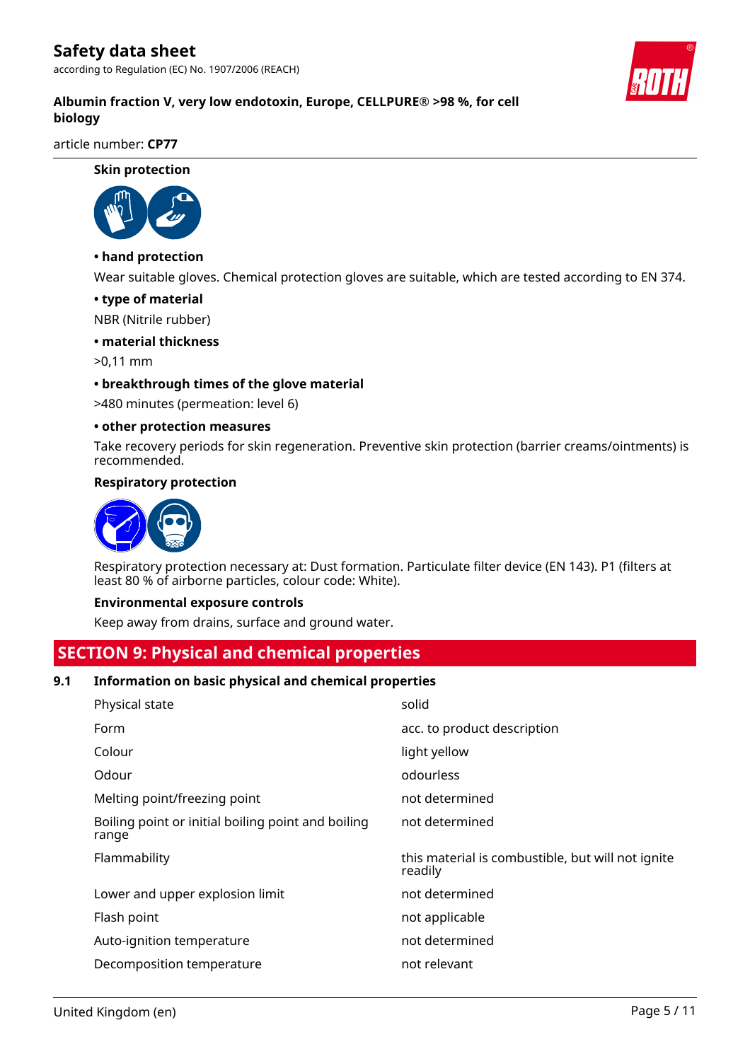### Skin protection

**• hand protection**

Wear suitable gloves. Chemical protection gloves are suitable, which are tested according to EN 374.

**• type of material**

NBR (Nitrile rubber)

**• material thickness**

>0,11 mm

**• breakthrough times of the glove material**

>480 minutes (permeation: level 6)

**• other protection measures**

Take recovery periods for skin regeneration. Preventive skin protection (barrier creams/ointments) is recommended.

### Respiratory protection

Respiratory protection necessary at: Dust formation. Particulate filter device (EN 143). P1 (filters at least 80 % of airborne particles, colour code: White).

### Environmental exposure controls

Keep away from drains, surface and ground water.

## SECTION 9: Physical and chemical properties

### 9.1 Information on basic physical and chemical properties

| | |
|---|---|
| Physical state | solid |
| Form | acc. to product description |
| Colour | light yellow |
| Odour | odourless |
| Melting point/freezing point | not determined |
| Boiling point or initial boiling point and boiling range | not determined |
| Flammability | this material is combustible, but will not ignite readily |
| Lower and upper explosion limit | not determined |
| Flash point | not applicable |
| Auto-ignition temperature | not determined |
| Decomposition temperature | not relevant |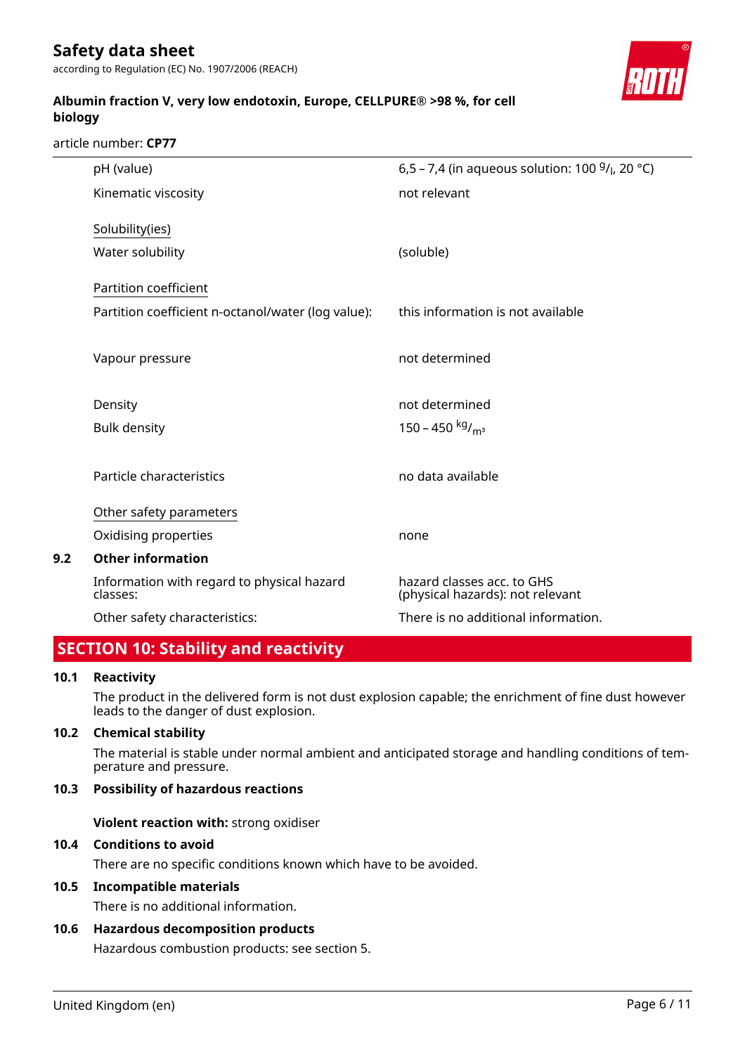| Property | Value |
|---|---|
| pH (value) | 6,5 – 7,4 (in aqueous solution: 100 $^{g}/_{l}$, 20 °C) |
| Kinematic viscosity | not relevant |
| Solubility(ies) | |
| Water solubility | (soluble) |
| Partition coefficient | |
| Partition coefficient n-octanol/water (log value): | this information is not available |
| Vapour pressure | not determined |
| Density | not determined |
| Bulk density | 150 – 450 $^{kg}/_{m^3}$ |
| Particle characteristics | no data available |
| Other safety parameters | |
| Oxidising properties | none |

**9.2 Other information**

| Property | Value |
|---|---|
| Information with regard to physical hazard classes: | hazard classes acc. to GHS (physical hazards): not relevant |
| Other safety characteristics: | There is no additional information. |

## SECTION 10: Stability and reactivity

**10.1 Reactivity**

The product in the delivered form is not dust explosion capable; the enrichment of fine dust however leads to the danger of dust explosion.

**10.2 Chemical stability**

The material is stable under normal ambient and anticipated storage and handling conditions of temperature and pressure.

**10.3 Possibility of hazardous reactions**

**Violent reaction with:** strong oxidiser

**10.4 Conditions to avoid**

There are no specific conditions known which have to be avoided.

**10.5 Incompatible materials**

There is no additional information.

**10.6 Hazardous decomposition products**

Hazardous combustion products: see section 5.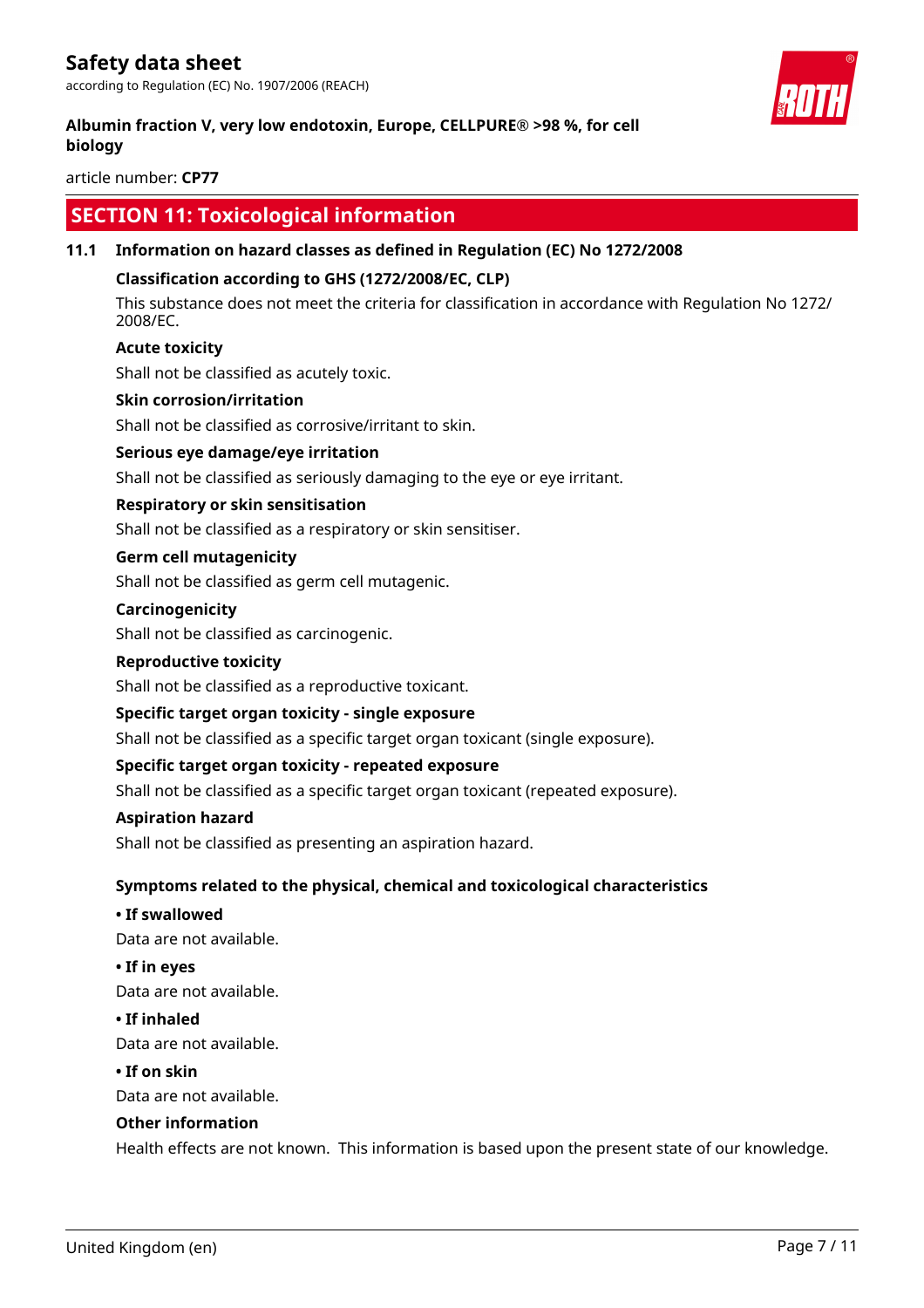## SECTION 11: Toxicological information

### 11.1 Information on hazard classes as defined in Regulation (EC) No 1272/2008

**Classification according to GHS (1272/2008/EC, CLP)**

This substance does not meet the criteria for classification in accordance with Regulation No 1272/ 2008/EC.

**Acute toxicity**

Shall not be classified as acutely toxic.

**Skin corrosion/irritation**

Shall not be classified as corrosive/irritant to skin.

**Serious eye damage/eye irritation**

Shall not be classified as seriously damaging to the eye or eye irritant.

**Respiratory or skin sensitisation**

Shall not be classified as a respiratory or skin sensitiser.

**Germ cell mutagenicity**

Shall not be classified as germ cell mutagenic.

**Carcinogenicity**

Shall not be classified as carcinogenic.

**Reproductive toxicity**

Shall not be classified as a reproductive toxicant.

**Specific target organ toxicity - single exposure**

Shall not be classified as a specific target organ toxicant (single exposure).

**Specific target organ toxicity - repeated exposure**

Shall not be classified as a specific target organ toxicant (repeated exposure).

**Aspiration hazard**

Shall not be classified as presenting an aspiration hazard.

**Symptoms related to the physical, chemical and toxicological characteristics**

**• If swallowed**

Data are not available.

**• If in eyes**

Data are not available.

**• If inhaled**

Data are not available.

**• If on skin**

Data are not available.

**Other information**

Health effects are not known. This information is based upon the present state of our knowledge.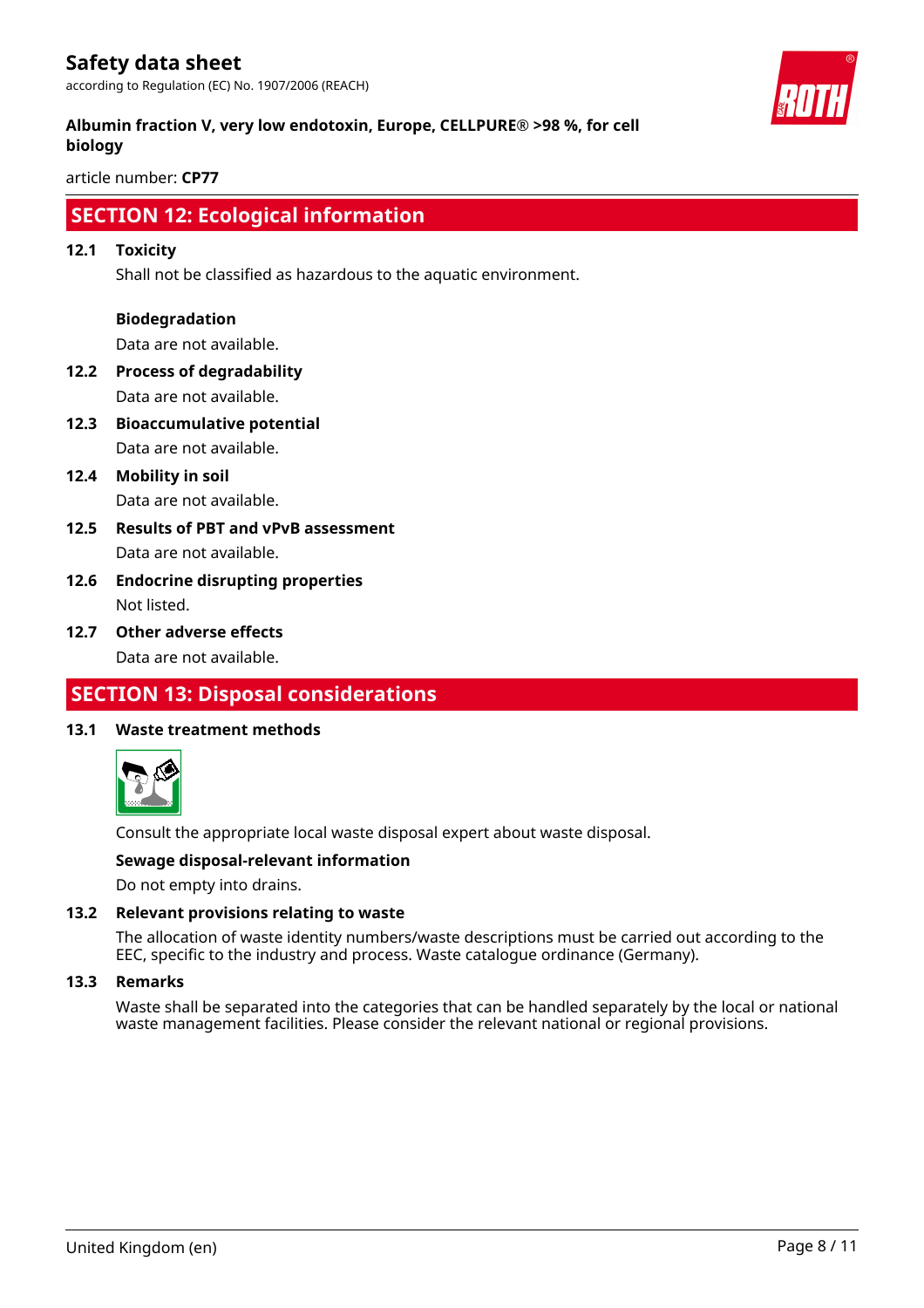## SECTION 12: Ecological information

### 12.1 Toxicity

Shall not be classified as hazardous to the aquatic environment.

**Biodegradation**

Data are not available.

### 12.2 Process of degradability

Data are not available.

### 12.3 Bioaccumulative potential

Data are not available.

### 12.4 Mobility in soil

Data are not available.

### 12.5 Results of PBT and vPvB assessment

Data are not available.

### 12.6 Endocrine disrupting properties

Not listed.

### 12.7 Other adverse effects

Data are not available.

## SECTION 13: Disposal considerations

### 13.1 Waste treatment methods

Consult the appropriate local waste disposal expert about waste disposal.

**Sewage disposal-relevant information**

Do not empty into drains.

### 13.2 Relevant provisions relating to waste

The allocation of waste identity numbers/waste descriptions must be carried out according to the EEC, specific to the industry and process. Waste catalogue ordinance (Germany).

### 13.3 Remarks

Waste shall be separated into the categories that can be handled separately by the local or national waste management facilities. Please consider the relevant national or regional provisions.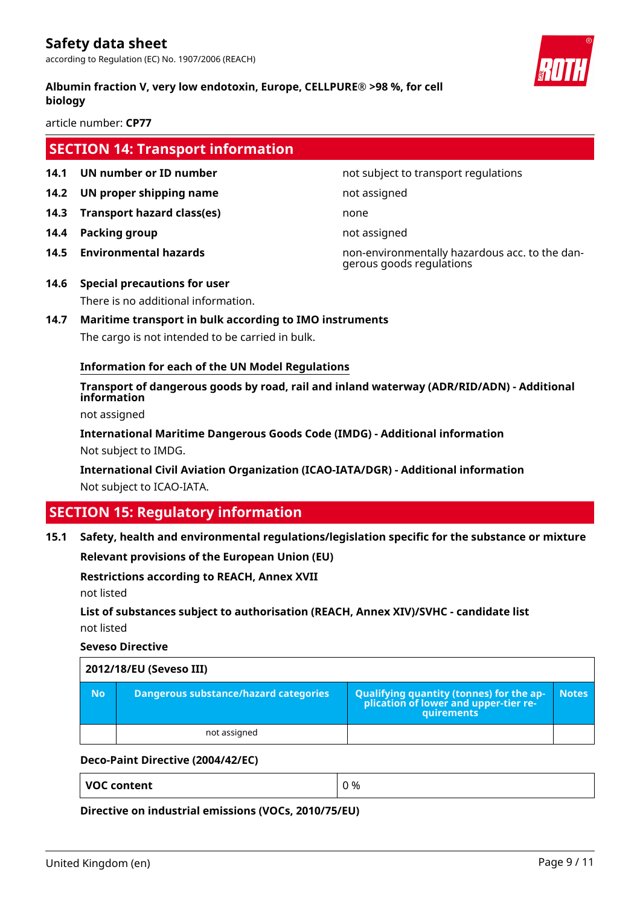## SECTION 14: Transport information

| | | |
|---|---|---|
| **14.1** | **UN number or ID number** | not subject to transport regulations |
| **14.2** | **UN proper shipping name** | not assigned |
| **14.3** | **Transport hazard class(es)** | none |
| **14.4** | **Packing group** | not assigned |
| **14.5** | **Environmental hazards** | non-environmentally hazardous acc. to the dangerous goods regulations |

**14.6 Special precautions for user**

There is no additional information.

**14.7 Maritime transport in bulk according to IMO instruments**

The cargo is not intended to be carried in bulk.

**Information for each of the UN Model Regulations**

**Transport of dangerous goods by road, rail and inland waterway (ADR/RID/ADN) - Additional information**

not assigned

**International Maritime Dangerous Goods Code (IMDG) - Additional information**

Not subject to IMDG.

**International Civil Aviation Organization (ICAO-IATA/DGR) - Additional information**

Not subject to ICAO-IATA.

## SECTION 15: Regulatory information

**15.1 Safety, health and environmental regulations/legislation specific for the substance or mixture**

**Relevant provisions of the European Union (EU)**

**Restrictions according to REACH, Annex XVII**

not listed

**List of substances subject to authorisation (REACH, Annex XIV)/SVHC - candidate list**

not listed

**Seveso Directive**

| 2012/18/EU (Seveso III) | | | |
|---|---|---|---|
| **No** | **Dangerous substance/hazard categories** | **Qualifying quantity (tonnes) for the application of lower and upper-tier requirements** | **Notes** |
| | not assigned | | |

**Deco-Paint Directive (2004/42/EC)**

| VOC content | 0 % |
|---|---|

**Directive on industrial emissions (VOCs, 2010/75/EU)**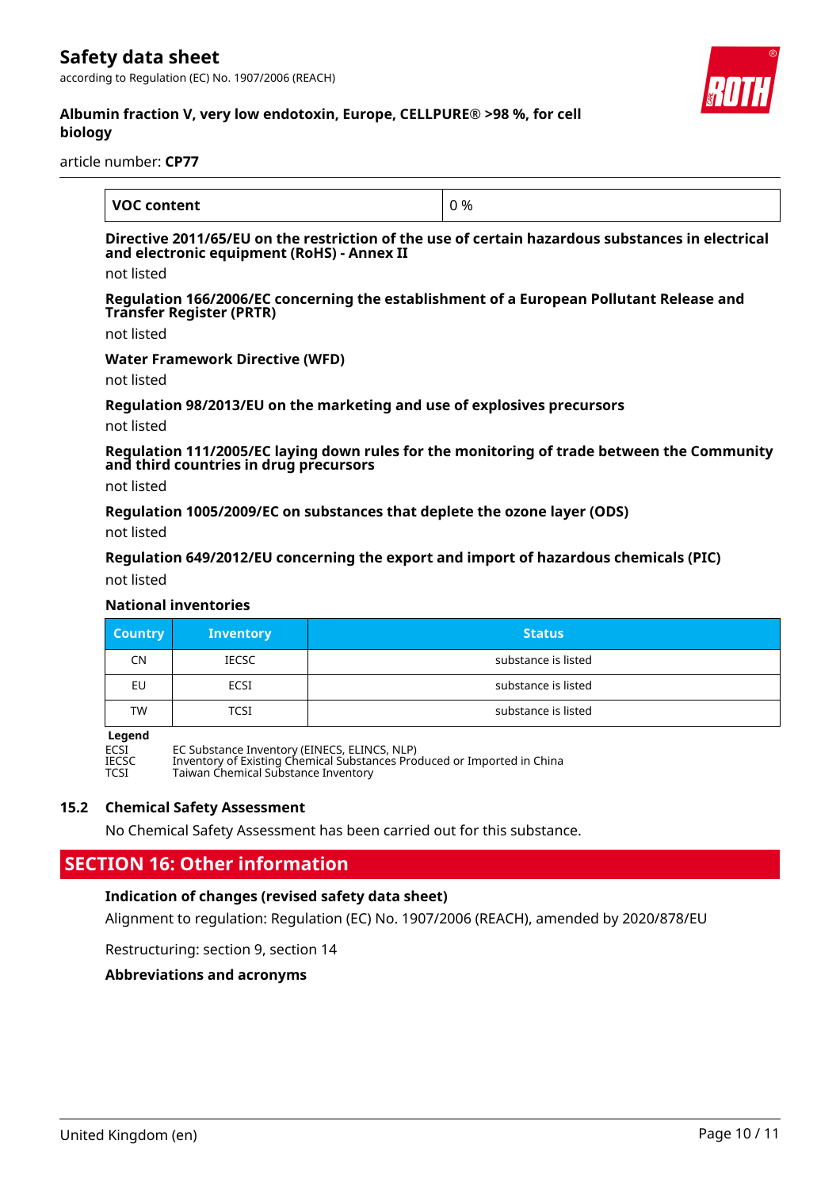| VOC content | 0 % |
|---|---|

**Directive 2011/65/EU on the restriction of the use of certain hazardous substances in electrical and electronic equipment (RoHS) - Annex II**

not listed

**Regulation 166/2006/EC concerning the establishment of a European Pollutant Release and Transfer Register (PRTR)**

not listed

**Water Framework Directive (WFD)**

not listed

**Regulation 98/2013/EU on the marketing and use of explosives precursors**

not listed

**Regulation 111/2005/EC laying down rules for the monitoring of trade between the Community and third countries in drug precursors**

not listed

**Regulation 1005/2009/EC on substances that deplete the ozone layer (ODS)**

not listed

**Regulation 649/2012/EU concerning the export and import of hazardous chemicals (PIC)**

not listed

**National inventories**

| Country | Inventory | Status |
|---|---|---|
| CN | IECSC | substance is listed |
| EU | ECSI | substance is listed |
| TW | TCSI | substance is listed |

**Legend**

ECSI EC Substance Inventory (EINECS, ELINCS, NLP)
IECSC Inventory of Existing Chemical Substances Produced or Imported in China
TCSI Taiwan Chemical Substance Inventory

### 15.2 Chemical Safety Assessment

No Chemical Safety Assessment has been carried out for this substance.

## SECTION 16: Other information

**Indication of changes (revised safety data sheet)**

Alignment to regulation: Regulation (EC) No. 1907/2006 (REACH), amended by 2020/878/EU

Restructuring: section 9, section 14

**Abbreviations and acronyms**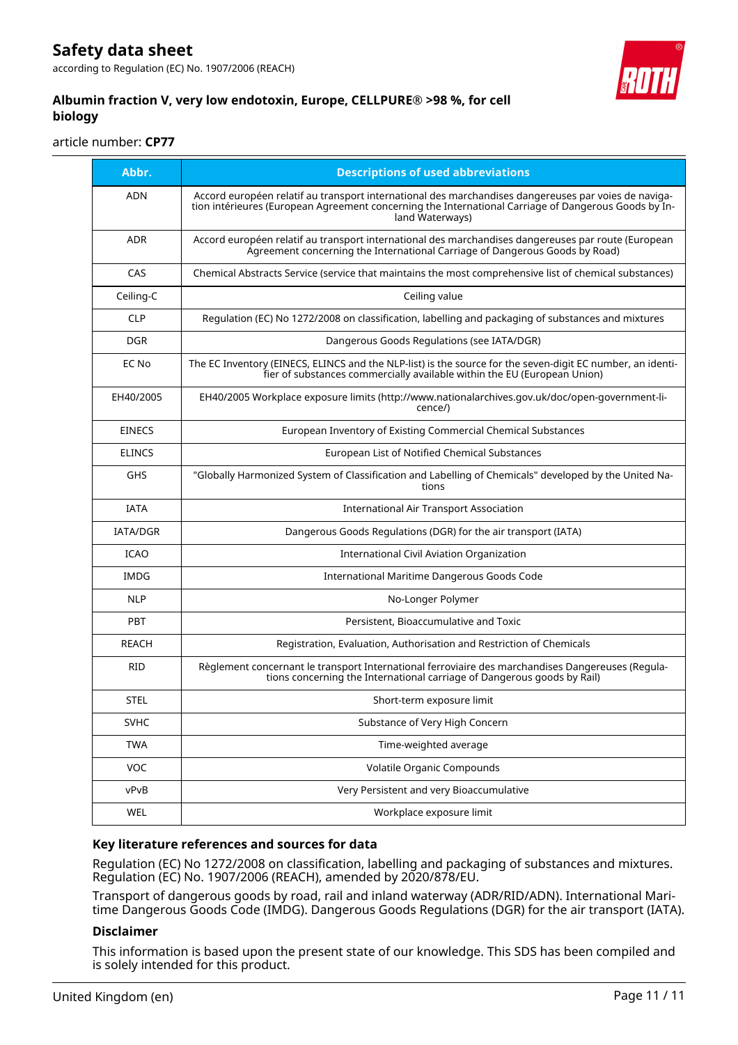| Abbr. | Descriptions of used abbreviations |
|---|---|
| ADN | Accord européen relatif au transport international des marchandises dangereuses par voies de navigation intérieures (European Agreement concerning the International Carriage of Dangerous Goods by Inland Waterways) |
| ADR | Accord européen relatif au transport international des marchandises dangereuses par route (European Agreement concerning the International Carriage of Dangerous Goods by Road) |
| CAS | Chemical Abstracts Service (service that maintains the most comprehensive list of chemical substances) |
| Ceiling-C | Ceiling value |
| CLP | Regulation (EC) No 1272/2008 on classification, labelling and packaging of substances and mixtures |
| DGR | Dangerous Goods Regulations (see IATA/DGR) |
| EC No | The EC Inventory (EINECS, ELINCS and the NLP-list) is the source for the seven-digit EC number, an identifier of substances commercially available within the EU (European Union) |
| EH40/2005 | EH40/2005 Workplace exposure limits (http://www.nationalarchives.gov.uk/doc/open-government-licence/) |
| EINECS | European Inventory of Existing Commercial Chemical Substances |
| ELINCS | European List of Notified Chemical Substances |
| GHS | "Globally Harmonized System of Classification and Labelling of Chemicals" developed by the United Nations |
| IATA | International Air Transport Association |
| IATA/DGR | Dangerous Goods Regulations (DGR) for the air transport (IATA) |
| ICAO | International Civil Aviation Organization |
| IMDG | International Maritime Dangerous Goods Code |
| NLP | No-Longer Polymer |
| PBT | Persistent, Bioaccumulative and Toxic |
| REACH | Registration, Evaluation, Authorisation and Restriction of Chemicals |
| RID | Règlement concernant le transport International ferroviaire des marchandises Dangereuses (Regulations concerning the International carriage of Dangerous goods by Rail) |
| STEL | Short-term exposure limit |
| SVHC | Substance of Very High Concern |
| TWA | Time-weighted average |
| VOC | Volatile Organic Compounds |
| vPvB | Very Persistent and very Bioaccumulative |
| WEL | Workplace exposure limit |

### Key literature references and sources for data

Regulation (EC) No 1272/2008 on classification, labelling and packaging of substances and mixtures. Regulation (EC) No. 1907/2006 (REACH), amended by 2020/878/EU.

Transport of dangerous goods by road, rail and inland waterway (ADR/RID/ADN). International Maritime Dangerous Goods Code (IMDG). Dangerous Goods Regulations (DGR) for the air transport (IATA).

### Disclaimer

This information is based upon the present state of our knowledge. This SDS has been compiled and is solely intended for this product.